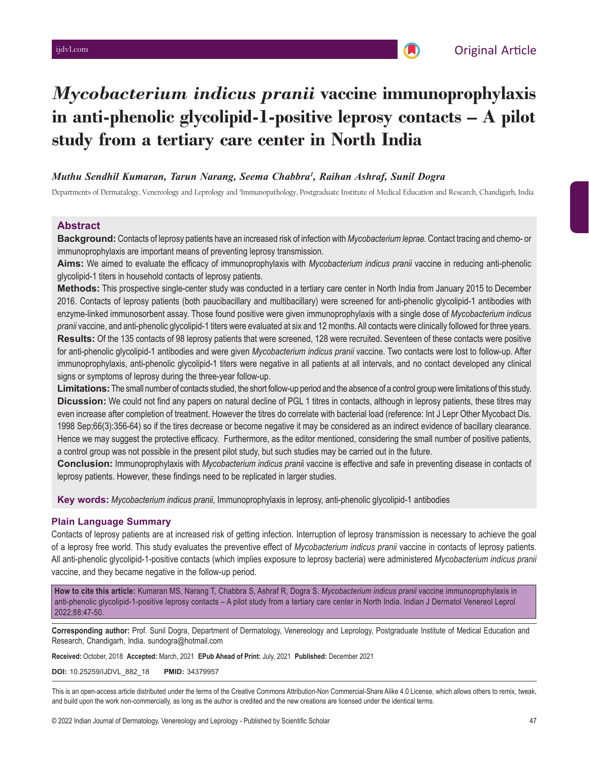Original Article

# *Mycobacterium indicus pranii* vaccine immunoprophylaxis in anti-phenolic glycolipid-1-positive leprosy contacts – A pilot study from a tertiary care center in North India

*Muthu Sendhil Kumaran, Tarun Narang, Seema Chabbra[1], Raihan Ashraf, Sunil Dogra*

Departments of Dermatalogy, Venereology and Leprology and [1]Immunopathology, Postgraduate Institute of Medical Education and Research, Chandigarh, India

## Abstract

**Background:** Contacts of leprosy patients have an increased risk of infection with *Mycobacterium leprae.* Contact tracing and chemo- or immunoprophylaxis are important means of preventing leprosy transmission.

**Aims:** We aimed to evaluate the efficacy of immunoprophylaxis with *Mycobacterium indicus pranii* vaccine in reducing anti-phenolic glycolipid-1 titers in household contacts of leprosy patients.

**Methods:** This prospective single-center study was conducted in a tertiary care center in North India from January 2015 to December 2016. Contacts of leprosy patients (both paucibacillary and multibacillary) were screened for anti-phenolic glycolipid-1 antibodies with enzyme-linked immunosorbent assay. Those found positive were given immunoprophylaxis with a single dose of *Mycobacterium indicus pranii* vaccine, and anti-phenolic glycolipid-1 titers were evaluated at six and 12 months. All contacts were clinically followed for three years.

**Results:** Of the 135 contacts of 98 leprosy patients that were screened, 128 were recruited. Seventeen of these contacts were positive for anti-phenolic glycolipid-1 antibodies and were given *Mycobacterium indicus pranii* vaccine. Two contacts were lost to follow-up. After immunoprophylaxis, anti-phenolic glycolipid-1 titers were negative in all patients at all intervals, and no contact developed any clinical signs or symptoms of leprosy during the three-year follow-up.

**Limitations:** The small number of contacts studied, the short follow-up period and the absence of a control group were limitations of this study.

**Dicussion:** We could not find any papers on natural decline of PGL 1 titres in contacts, although in leprosy patients, these titres may even increase after completion of treatment. However the titres do correlate with bacterial load (reference: Int J Lepr Other Mycobact Dis. 1998 Sep;66(3):356-64) so if the tires decrease or become negative it may be considered as an indirect evidence of bacillary clearance. Hence we may suggest the protective efficacy. Furthermore, as the editor mentioned, considering the small number of positive patients, a control group was not possible in the present pilot study, but such studies may be carried out in the future.

**Conclusion:** Immunoprophylaxis with *Mycobacterium indicus pran*ii vaccine is effective and safe in preventing disease in contacts of leprosy patients. However, these findings need to be replicated in larger studies.

**Key words:** *Mycobacterium indicus pranii*, Immunoprophylaxis in leprosy, anti-phenolic glycolipid-1 antibodies

## Plain Language Summary

Contacts of leprosy patients are at increased risk of getting infection. Interruption of leprosy transmission is necessary to achieve the goal of a leprosy free world. This study evaluates the preventive effect of *Mycobacterium indicus pranii* vaccine in contacts of leprosy patients. All anti-phenolic glycolipid-1-positive contacts (which implies exposure to leprosy bacteria) were administered *Mycobacterium indicus pranii* vaccine, and they became negative in the follow-up period.

**How to cite this article:** Kumaran MS, Narang T, Chabbra S, Ashraf R, Dogra S. *Mycobacterium indicus pranii* vaccine immunoprophylaxis in anti-phenolic glycolipid-1-positive leprosy contacts – A pilot study from a tertiary care center in North India. Indian J Dermatol Venereol Leprol 2022;88:47-50.

**Corresponding author:** Prof. Sunil Dogra, Department of Dermatology, Venereology and Leprology, Postgraduate Institute of Medical Education and Research, Chandigarh, India. sundogra@hotmail.com

**Received:** October, 2018 **Accepted:** March, 2021 **EPub Ahead of Print:** July, 2021 **Published:** December 2021

**DOI:** 10.25259/IJDVL_882_18 **PMID:** 34379957

This is an open-access article distributed under the terms of the Creative Commons Attribution-Non Commercial-Share Alike 4.0 License, which allows others to remix, tweak, and build upon the work non-commercially, as long as the author is credited and the new creations are licensed under the identical terms.

© 2022 Indian Journal of Dermatology, Venereology and Leprology - Published by Scientific Scholar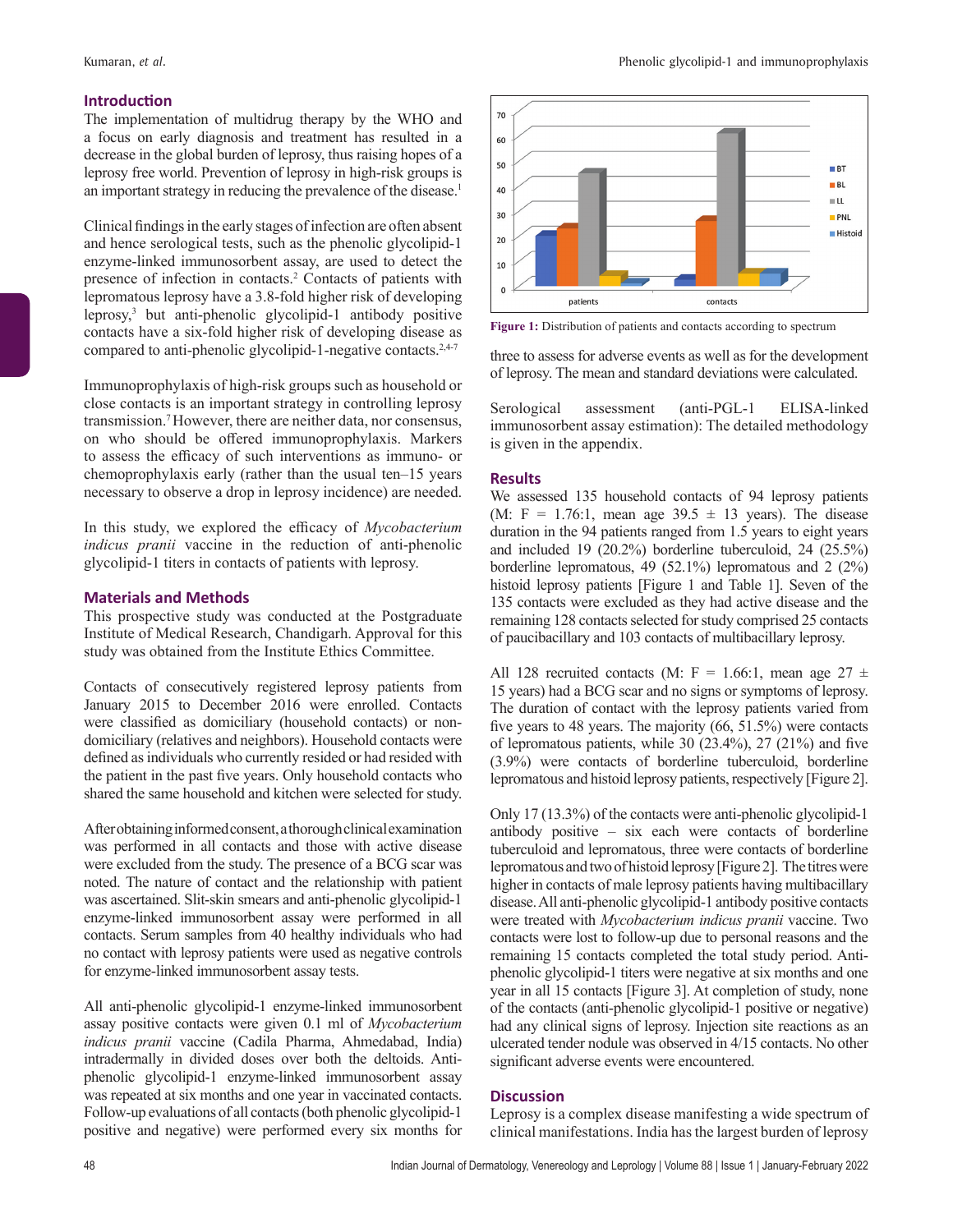## Introduction

The implementation of multidrug therapy by the WHO and a focus on early diagnosis and treatment has resulted in a decrease in the global burden of leprosy, thus raising hopes of a leprosy free world. Prevention of leprosy in high-risk groups is an important strategy in reducing the prevalence of the disease.[1]

Clinical findings in the early stages of infection are often absent and hence serological tests, such as the phenolic glycolipid-1 enzyme-linked immunosorbent assay, are used to detect the presence of infection in contacts.[2] Contacts of patients with lepromatous leprosy have a 3.8-fold higher risk of developing leprosy,[3] but anti-phenolic glycolipid-1 antibody positive contacts have a six-fold higher risk of developing disease as compared to anti-phenolic glycolipid-1-negative contacts.[2,4-7]

Immunoprophylaxis of high-risk groups such as household or close contacts is an important strategy in controlling leprosy transmission.[7] However, there are neither data, nor consensus, on who should be offered immunoprophylaxis. Markers to assess the efficacy of such interventions as immuno- or chemoprophylaxis early (rather than the usual ten–15 years necessary to observe a drop in leprosy incidence) are needed.

In this study, we explored the efficacy of *Mycobacterium indicus pranii* vaccine in the reduction of anti-phenolic glycolipid-1 titers in contacts of patients with leprosy.

## Materials and Methods

This prospective study was conducted at the Postgraduate Institute of Medical Research, Chandigarh. Approval for this study was obtained from the Institute Ethics Committee.

Contacts of consecutively registered leprosy patients from January 2015 to December 2016 were enrolled. Contacts were classified as domiciliary (household contacts) or non-domiciliary (relatives and neighbors). Household contacts were defined as individuals who currently resided or had resided with the patient in the past five years. Only household contacts who shared the same household and kitchen were selected for study.

After obtaining informed consent, a thorough clinical examination was performed in all contacts and those with active disease were excluded from the study. The presence of a BCG scar was noted. The nature of contact and the relationship with patient was ascertained. Slit-skin smears and anti-phenolic glycolipid-1 enzyme-linked immunosorbent assay were performed in all contacts. Serum samples from 40 healthy individuals who had no contact with leprosy patients were used as negative controls for enzyme-linked immunosorbent assay tests.

All anti-phenolic glycolipid-1 enzyme-linked immunosorbent assay positive contacts were given 0.1 ml of *Mycobacterium indicus pranii* vaccine (Cadila Pharma, Ahmedabad, India) intradermally in divided doses over both the deltoids. Anti-phenolic glycolipid-1 enzyme-linked immunosorbent assay was repeated at six months and one year in vaccinated contacts. Follow-up evaluations of all contacts (both phenolic glycolipid-1 positive and negative) were performed every six months for three to assess for adverse events as well as for the development of leprosy. The mean and standard deviations were calculated.

Serological assessment (anti-PGL-1 ELISA-linked immunosorbent assay estimation): The detailed methodology is given in the appendix.

Figure 1: Distribution of patients and contacts according to spectrum

## Results

We assessed 135 household contacts of 94 leprosy patients (M: F = 1.76:1, mean age 39.5 ± 13 years). The disease duration in the 94 patients ranged from 1.5 years to eight years and included 19 (20.2%) borderline tuberculoid, 24 (25.5%) borderline lepromatous, 49 (52.1%) lepromatous and 2 (2%) histoid leprosy patients [Figure 1 and Table 1]. Seven of the 135 contacts were excluded as they had active disease and the remaining 128 contacts selected for study comprised 25 contacts of paucibacillary and 103 contacts of multibacillary leprosy.

All 128 recruited contacts (M: F = 1.66:1, mean age 27 ± 15 years) had a BCG scar and no signs or symptoms of leprosy. The duration of contact with the leprosy patients varied from five years to 48 years. The majority (66, 51.5%) were contacts of lepromatous patients, while 30 (23.4%), 27 (21%) and five (3.9%) were contacts of borderline tuberculoid, borderline lepromatous and histoid leprosy patients, respectively [Figure 2].

Only 17 (13.3%) of the contacts were anti-phenolic glycolipid-1 antibody positive – six each were contacts of borderline tuberculoid and lepromatous, three were contacts of borderline lepromatous and two of histoid leprosy [Figure 2]. The titres were higher in contacts of male leprosy patients having multibacillary disease. All anti-phenolic glycolipid-1 antibody positive contacts were treated with *Mycobacterium indicus pranii* vaccine. Two contacts were lost to follow-up due to personal reasons and the remaining 15 contacts completed the total study period. Anti-phenolic glycolipid-1 titers were negative at six months and one year in all 15 contacts [Figure 3]. At completion of study, none of the contacts (anti-phenolic glycolipid-1 positive or negative) had any clinical signs of leprosy. Injection site reactions as an ulcerated tender nodule was observed in 4/15 contacts. No other significant adverse events were encountered.

## Discussion

Leprosy is a complex disease manifesting a wide spectrum of clinical manifestations. India has the largest burden of leprosy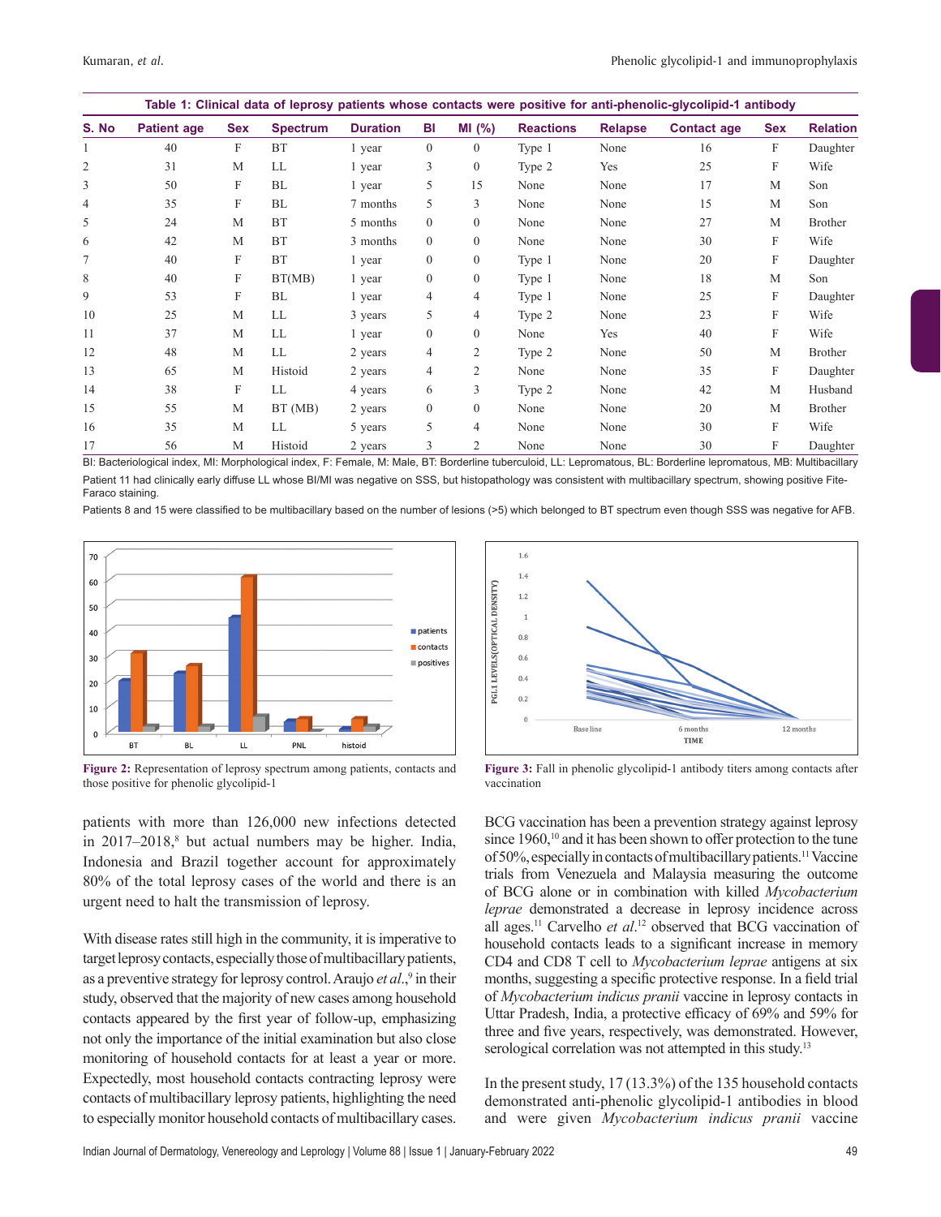Table 1: Clinical data of leprosy patients whose contacts were positive for anti-phenolic-glycolipid-1 antibody

| S. No | Patient age | Sex | Spectrum | Duration | BI | MI (%) | Reactions | Relapse | Contact age | Sex | Relation |
|---|---|---|---|---|---|---|---|---|---|---|---|
| 1 | 40 | F | BT | 1 year | 0 | 0 | Type 1 | None | 16 | F | Daughter |
| 2 | 31 | M | LL | 1 year | 3 | 0 | Type 2 | Yes | 25 | F | Wife |
| 3 | 50 | F | BL | 1 year | 5 | 15 | None | None | 17 | M | Son |
| 4 | 35 | F | BL | 7 months | 5 | 3 | None | None | 15 | M | Son |
| 5 | 24 | M | BT | 5 months | 0 | 0 | None | None | 27 | M | Brother |
| 6 | 42 | M | BT | 3 months | 0 | 0 | None | None | 30 | F | Wife |
| 7 | 40 | F | BT | 1 year | 0 | 0 | Type 1 | None | 20 | F | Daughter |
| 8 | 40 | F | BT(MB) | 1 year | 0 | 0 | Type 1 | None | 18 | M | Son |
| 9 | 53 | F | BL | 1 year | 4 | 4 | Type 1 | None | 25 | F | Daughter |
| 10 | 25 | M | LL | 3 years | 5 | 4 | Type 2 | None | 23 | F | Wife |
| 11 | 37 | M | LL | 1 year | 0 | 0 | None | Yes | 40 | F | Wife |
| 12 | 48 | M | LL | 2 years | 4 | 2 | Type 2 | None | 50 | M | Brother |
| 13 | 65 | M | Histoid | 2 years | 4 | 2 | None | None | 35 | F | Daughter |
| 14 | 38 | F | LL | 4 years | 6 | 3 | Type 2 | None | 42 | M | Husband |
| 15 | 55 | M | BT (MB) | 2 years | 0 | 0 | None | None | 20 | M | Brother |
| 16 | 35 | M | LL | 5 years | 5 | 4 | None | None | 30 | F | Wife |
| 17 | 56 | M | Histoid | 2 years | 3 | 2 | None | None | 30 | F | Daughter |

BI: Bacteriological index, MI: Morphological index, F: Female, M: Male, BT: Borderline tuberculoid, LL: Lepromatous, BL: Borderline lepromatous, MB: Multibacillary

Patient 11 had clinically early diffuse LL whose BI/MI was negative on SSS, but histopathology was consistent with multibacillary spectrum, showing positive Fite-Faraco staining.

Patients 8 and 15 were classified to be multibacillary based on the number of lesions (>5) which belonged to BT spectrum even though SSS was negative for AFB.

**Figure 2:** Representation of leprosy spectrum among patients, contacts and those positive for phenolic glycolipid-1

**Figure 3:** Fall in phenolic glycolipid-1 antibody titers among contacts after vaccination

patients with more than 126,000 new infections detected in 2017–2018,[8] but actual numbers may be higher. India, Indonesia and Brazil together account for approximately 80% of the total leprosy cases of the world and there is an urgent need to halt the transmission of leprosy.

With disease rates still high in the community, it is imperative to target leprosy contacts, especially those of multibacillary patients, as a preventive strategy for leprosy control. Araujo *et al*.,[9] in their study, observed that the majority of new cases among household contacts appeared by the first year of follow-up, emphasizing not only the importance of the initial examination but also close monitoring of household contacts for at least a year or more. Expectedly, most household contacts contracting leprosy were contacts of multibacillary leprosy patients, highlighting the need to especially monitor household contacts of multibacillary cases.

BCG vaccination has been a prevention strategy against leprosy since 1960,[10] and it has been shown to offer protection to the tune of 50%, especially in contacts of multibacillary patients.[11] Vaccine trials from Venezuela and Malaysia measuring the outcome of BCG alone or in combination with killed *Mycobacterium leprae* demonstrated a decrease in leprosy incidence across all ages.[11] Carvelho *et al*.[12] observed that BCG vaccination of household contacts leads to a significant increase in memory CD4 and CD8 T cell to *Mycobacterium leprae* antigens at six months, suggesting a specific protective response. In a field trial of *Mycobacterium indicus pranii* vaccine in leprosy contacts in Uttar Pradesh, India, a protective efficacy of 69% and 59% for three and five years, respectively, was demonstrated. However, serological correlation was not attempted in this study.[13]

In the present study, 17 (13.3%) of the 135 household contacts demonstrated anti-phenolic glycolipid-1 antibodies in blood and were given *Mycobacterium indicus pranii* vaccine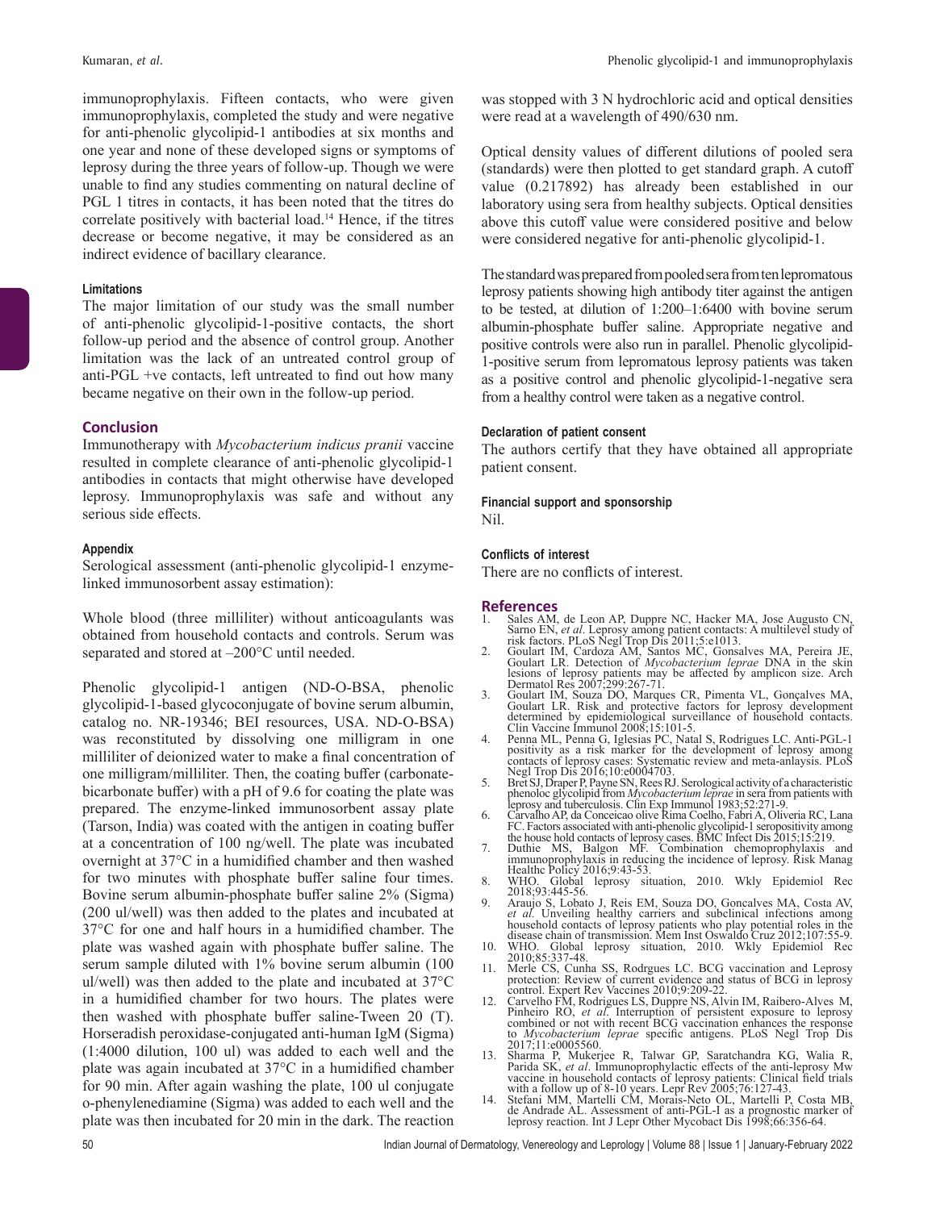immunoprophylaxis. Fifteen contacts, who were given immunoprophylaxis, completed the study and were negative for anti-phenolic glycolipid-1 antibodies at six months and one year and none of these developed signs or symptoms of leprosy during the three years of follow-up. Though we were unable to find any studies commenting on natural decline of PGL 1 titres in contacts, it has been noted that the titres do correlate positively with bacterial load.[14] Hence, if the titres decrease or become negative, it may be considered as an indirect evidence of bacillary clearance.

#### Limitations

The major limitation of our study was the small number of anti-phenolic glycolipid-1-positive contacts, the short follow-up period and the absence of control group. Another limitation was the lack of an untreated control group of anti-PGL +ve contacts, left untreated to find out how many became negative on their own in the follow-up period.

## Conclusion

Immunotherapy with *Mycobacterium indicus pranii* vaccine resulted in complete clearance of anti-phenolic glycolipid-1 antibodies in contacts that might otherwise have developed leprosy. Immunoprophylaxis was safe and without any serious side effects.

#### Appendix

Serological assessment (anti-phenolic glycolipid-1 enzyme-linked immunosorbent assay estimation):

Whole blood (three milliliter) without anticoagulants was obtained from household contacts and controls. Serum was separated and stored at –200°C until needed.

Phenolic glycolipid-1 antigen (ND-O-BSA, phenolic glycolipid-1-based glycoconjugate of bovine serum albumin, catalog no. NR-19346; BEI resources, USA. ND-O-BSA) was reconstituted by dissolving one milligram in one milliliter of deionized water to make a final concentration of one milligram/milliliter. Then, the coating buffer (carbonate-bicarbonate buffer) with a pH of 9.6 for coating the plate was prepared. The enzyme-linked immunosorbent assay plate (Tarson, India) was coated with the antigen in coating buffer at a concentration of 100 ng/well. The plate was incubated overnight at 37°C in a humidified chamber and then washed for two minutes with phosphate buffer saline four times. Bovine serum albumin-phosphate buffer saline 2% (Sigma) (200 ul/well) was then added to the plates and incubated at 37°C for one and half hours in a humidified chamber. The plate was washed again with phosphate buffer saline. The serum sample diluted with 1% bovine serum albumin (100 ul/well) was then added to the plate and incubated at 37°C in a humidified chamber for two hours. The plates were then washed with phosphate buffer saline-Tween 20 (T). Horseradish peroxidase-conjugated anti-human IgM (Sigma) (1:4000 dilution, 100 ul) was added to each well and the plate was again incubated at 37°C in a humidified chamber for 90 min. After again washing the plate, 100 ul conjugate o-phenylenediamine (Sigma) was added to each well and the plate was then incubated for 20 min in the dark. The reaction was stopped with 3 N hydrochloric acid and optical densities were read at a wavelength of 490/630 nm.

Optical density values of different dilutions of pooled sera (standards) were then plotted to get standard graph. A cutoff value (0.217892) has already been established in our laboratory using sera from healthy subjects. Optical densities above this cutoff value were considered positive and below were considered negative for anti-phenolic glycolipid-1.

The standard was prepared from pooled sera from ten lepromatous leprosy patients showing high antibody titer against the antigen to be tested, at dilution of 1:200–1:6400 with bovine serum albumin-phosphate buffer saline. Appropriate negative and positive controls were also run in parallel. Phenolic glycolipid-1-positive serum from lepromatous leprosy patients was taken as a positive control and phenolic glycolipid-1-negative sera from a healthy control were taken as a negative control.

#### Declaration of patient consent

The authors certify that they have obtained all appropriate patient consent.

#### Financial support and sponsorship

Nil.

#### Conflicts of interest

There are no conflicts of interest.

## References

1. Sales AM, de Leon AP, Duppre NC, Hacker MA, Jose Augusto CN, Sarno EN, *et al*. Leprosy among patient contacts: A multilevel study of risk factors. PLoS Negl Trop Dis 2011;5:e1013.
2. Goulart IM, Cardoza AM, Santos MC, Gonsalves MA, Pereira JE, Goulart LR. Detection of *Mycobacterium leprae* DNA in the skin lesions of leprosy patients may be affected by amplicon size. Arch Dermatol Res 2007;299:267-71.
3. Goulart IM, Souza DO, Marques CR, Pimenta VL, Gonçalves MA, Goulart LR. Risk and protective factors for leprosy development determined by epidemiological surveillance of household contacts. Clin Vaccine Immunol 2008;15:101-5.
4. Penna ML, Penna G, Iglesias PC, Natal S, Rodrigues LC. Anti-PGL-1 positivity as a risk marker for the development of leprosy among contacts of leprosy cases: Systematic review and meta-anlaysis. PLoS Negl Trop Dis 2016;10:e0004703.
5. Bret SJ, Draper P, Payne SN, Rees RJ. Serological activity of a characteristic phenoloc glycolipid from *Mycobacterium leprae* in sera from patients with leprosy and tuberculosis. Clin Exp Immunol 1983;52:271-9.
6. Carvalho AP, da Conceicao olive Rima Coelho, Fabri A, Oliveria RC, Lana FC. Factors associated with anti-phenolic glycolipid-1 seropositivity among the house hold contacts of leprosy cases. BMC Infect Dis 2015;15:219.
7. Duthie MS, Balgon MF. Combination chemoprophylaxis and immunoprophylaxis in reducing the incidence of leprosy. Risk Manag Healthc Policy 2016;9:43-53.
8. WHO. Global leprosy situation, 2010. Wkly Epidemiol Rec 2018;93:445-56.
9. Araujo S, Lobato J, Reis EM, Souza DO, Goncalves MA, Costa AV, *et al*. Unveiling healthy carriers and subclinical infections among household contacts of leprosy patients who play potential roles in the disease chain of transmission. Mem Inst Oswaldo Cruz 2012;107:55-9.
10. WHO. Global leprosy situation, 2010. Wkly Epidemiol Rec 2010;85:337-48.
11. Merle CS, Cunha SS, Rodrgues LC. BCG vaccination and Leprosy protection: Review of current evidence and status of BCG in leprosy control. Expert Rev Vaccines 2010;9:209-22.
12. Carvelho FM, Rodrigues LS, Duppre NS, Alvin IM, Raibero-Alves M, Pinheiro RO, *et al*. Interruption of persistent exposure to leprosy combined or not with recent BCG vaccination enhances the response to *Mycobacterium leprae* specific antigens. PLoS Negl Trop Dis 2017;11:e0005560.
13. Sharma P, Mukerjee R, Talwar GP, Saratchandra KG, Walia R, Parida SK, *et al*. Immunoprophylactic effects of the anti-leprosy Mw vaccine in household contacts of leprosy patients: Clinical field trials with a follow up of 8-10 years. Lepr Rev 2005;76:127-43.
14. Stefani MM, Martelli CM, Morais-Neto OL, Martelli P, Costa MB, de Andrade AL. Assessment of anti-PGL-I as a prognostic marker of leprosy reaction. Int J Lepr Other Mycobact Dis 1998;66:356-64.